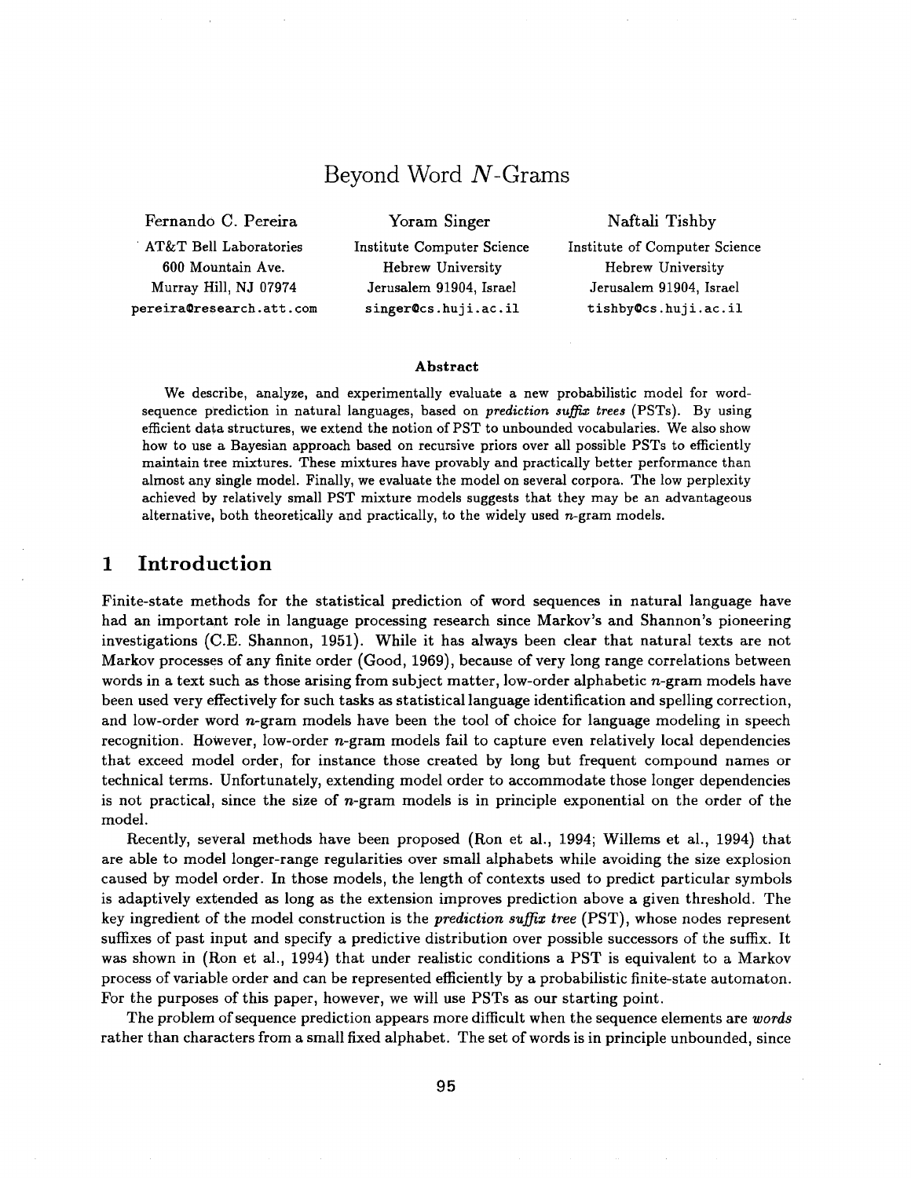# Beyond Word $N$-Grams

Fernando C. Pereira
AT&T Bell Laboratories
600 Mountain Ave.
Murray Hill, NJ 07974
pereira@research.att.com

Yoram Singer
Institute Computer Science
Hebrew University
Jerusalem 91904, Israel
singer@cs.huji.ac.il

Naftali Tishby
Institute of Computer Science
Hebrew University
Jerusalem 91904, Israel
tishby@cs.huji.ac.il

### Abstract

We describe, analyze, and experimentally evaluate a new probabilistic model for word-sequence prediction in natural languages, based on *prediction suffix trees* (PSTs). By using efficient data structures, we extend the notion of PST to unbounded vocabularies. We also show how to use a Bayesian approach based on recursive priors over all possible PSTs to efficiently maintain tree mixtures. These mixtures have provably and practically better performance than almost any single model. Finally, we evaluate the model on several corpora. The low perplexity achieved by relatively small PST mixture models suggests that they may be an advantageous alternative, both theoretically and practically, to the widely used $n$-gram models.

## 1 Introduction

Finite-state methods for the statistical prediction of word sequences in natural language have had an important role in language processing research since Markov's and Shannon's pioneering investigations (C.E. Shannon, 1951). While it has always been clear that natural texts are not Markov processes of any finite order (Good, 1969), because of very long range correlations between words in a text such as those arising from subject matter, low-order alphabetic $n$-gram models have been used very effectively for such tasks as statistical language identification and spelling correction, and low-order word $n$-gram models have been the tool of choice for language modeling in speech recognition. However, low-order $n$-gram models fail to capture even relatively local dependencies that exceed model order, for instance those created by long but frequent compound names or technical terms. Unfortunately, extending model order to accommodate those longer dependencies is not practical, since the size of $n$-gram models is in principle exponential on the order of the model.

Recently, several methods have been proposed (Ron et al., 1994; Willems et al., 1994) that are able to model longer-range regularities over small alphabets while avoiding the size explosion caused by model order. In those models, the length of contexts used to predict particular symbols is adaptively extended as long as the extension improves prediction above a given threshold. The key ingredient of the model construction is the *prediction suffix tree* (PST), whose nodes represent suffixes of past input and specify a predictive distribution over possible successors of the suffix. It was shown in (Ron et al., 1994) that under realistic conditions a PST is equivalent to a Markov process of variable order and can be represented efficiently by a probabilistic finite-state automaton. For the purposes of this paper, however, we will use PSTs as our starting point.

The problem of sequence prediction appears more difficult when the sequence elements are *words* rather than characters from a small fixed alphabet. The set of words is in principle unbounded, since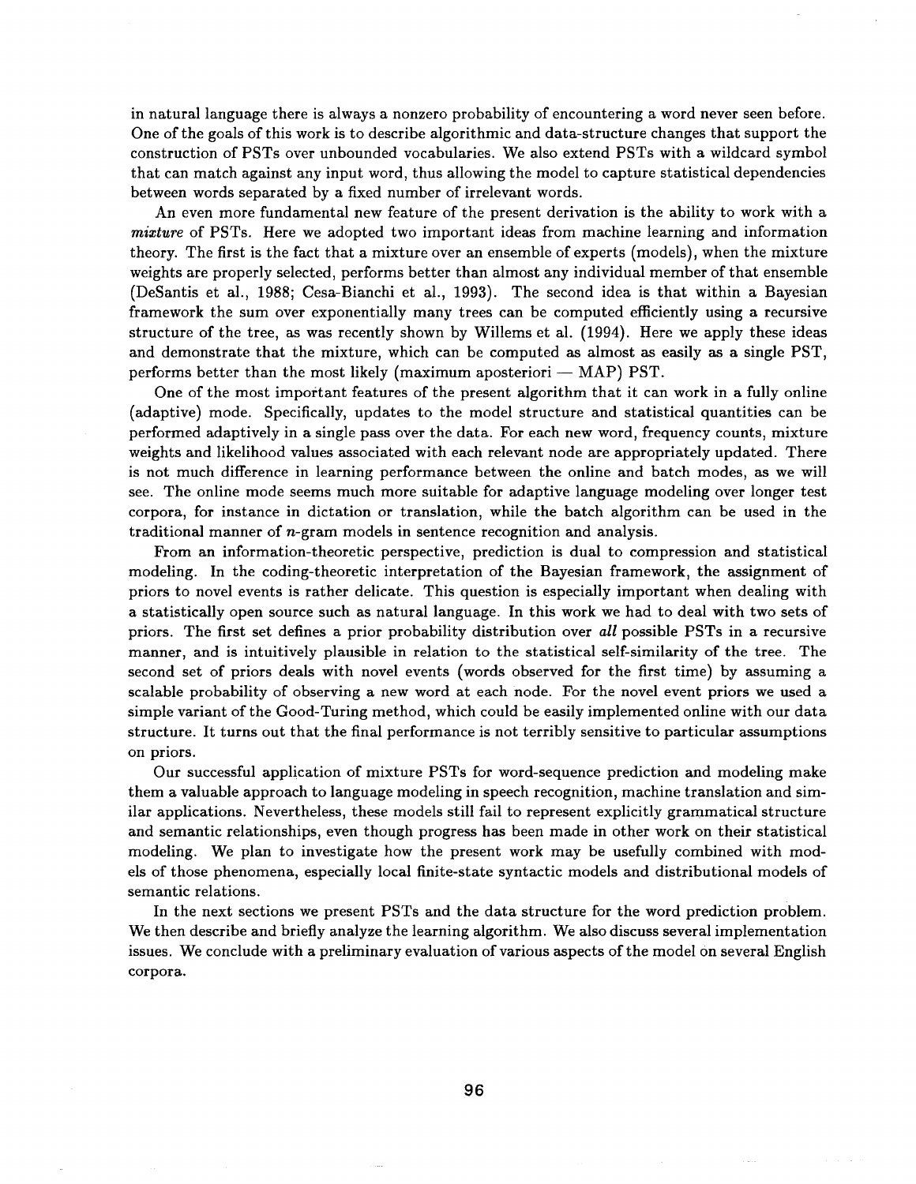in natural language there is always a nonzero probability of encountering a word never seen before. One of the goals of this work is to describe algorithmic and data-structure changes that support the construction of PSTs over unbounded vocabularies. We also extend PSTs with a wildcard symbol that can match against any input word, thus allowing the model to capture statistical dependencies between words separated by a fixed number of irrelevant words.

An even more fundamental new feature of the present derivation is the ability to work with a *mixture* of PSTs. Here we adopted two important ideas from machine learning and information theory. The first is the fact that a mixture over an ensemble of experts (models), when the mixture weights are properly selected, performs better than almost any individual member of that ensemble (DeSantis et al., 1988; Cesa-Bianchi et al., 1993). The second idea is that within a Bayesian framework the sum over exponentially many trees can be computed efficiently using a recursive structure of the tree, as was recently shown by Willems et al. (1994). Here we apply these ideas and demonstrate that the mixture, which can be computed as almost as easily as a single PST, performs better than the most likely (maximum aposteriori — MAP) PST.

One of the most important features of the present algorithm that it can work in a fully online (adaptive) mode. Specifically, updates to the model structure and statistical quantities can be performed adaptively in a single pass over the data. For each new word, frequency counts, mixture weights and likelihood values associated with each relevant node are appropriately updated. There is not much difference in learning performance between the online and batch modes, as we will see. The online mode seems much more suitable for adaptive language modeling over longer test corpora, for instance in dictation or translation, while the batch algorithm can be used in the traditional manner of $n$-gram models in sentence recognition and analysis.

From an information-theoretic perspective, prediction is dual to compression and statistical modeling. In the coding-theoretic interpretation of the Bayesian framework, the assignment of priors to novel events is rather delicate. This question is especially important when dealing with a statistically open source such as natural language. In this work we had to deal with two sets of priors. The first set defines a prior probability distribution over *all* possible PSTs in a recursive manner, and is intuitively plausible in relation to the statistical self-similarity of the tree. The second set of priors deals with novel events (words observed for the first time) by assuming a scalable probability of observing a new word at each node. For the novel event priors we used a simple variant of the Good-Turing method, which could be easily implemented online with our data structure. It turns out that the final performance is not terribly sensitive to particular assumptions on priors.

Our successful application of mixture PSTs for word-sequence prediction and modeling make them a valuable approach to language modeling in speech recognition, machine translation and similar applications. Nevertheless, these models still fail to represent explicitly grammatical structure and semantic relationships, even though progress has been made in other work on their statistical modeling. We plan to investigate how the present work may be usefully combined with models of those phenomena, especially local finite-state syntactic models and distributional models of semantic relations.

In the next sections we present PSTs and the data structure for the word prediction problem. We then describe and briefly analyze the learning algorithm. We also discuss several implementation issues. We conclude with a preliminary evaluation of various aspects of the model on several English corpora.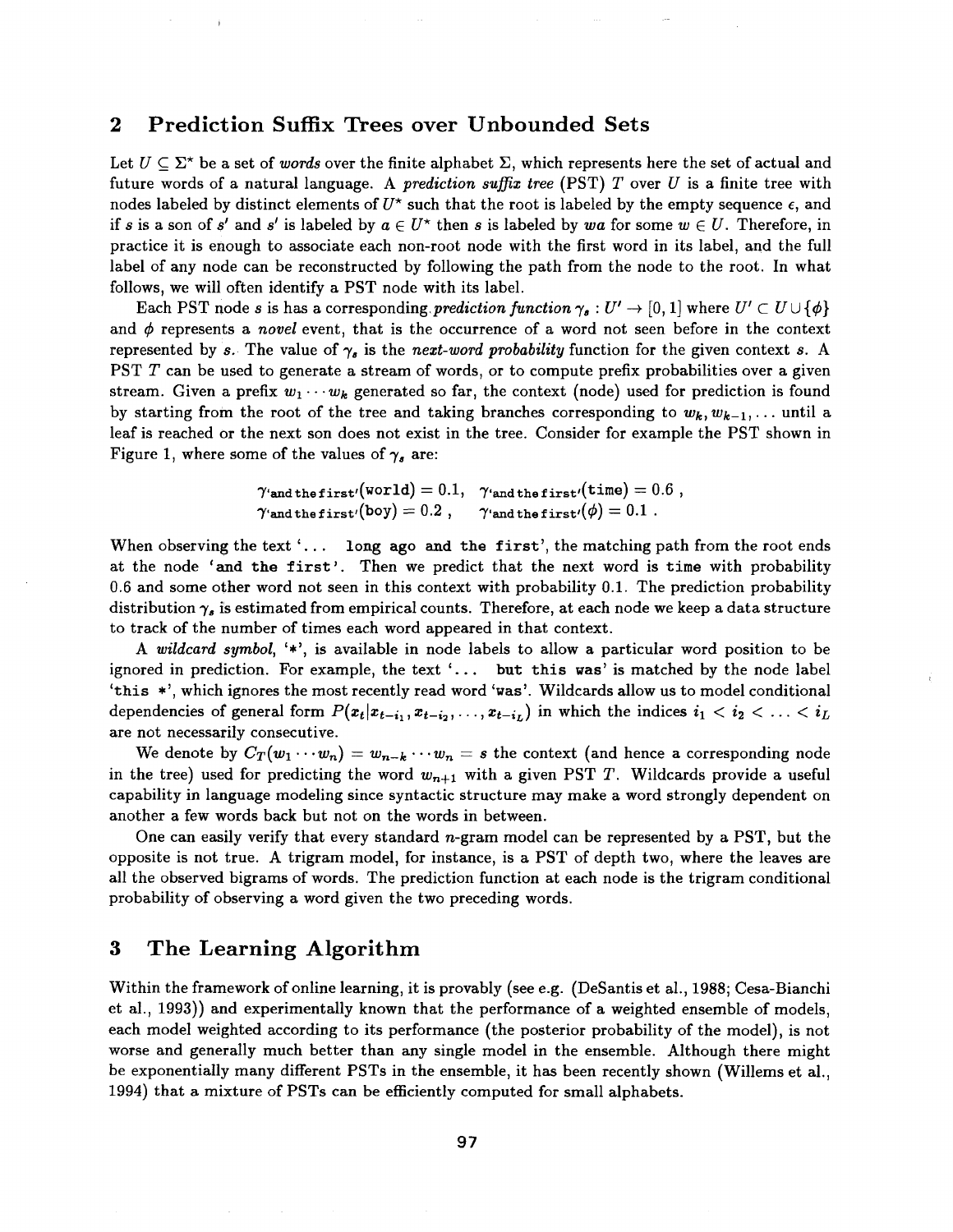## 2 Prediction Suffix Trees over Unbounded Sets

Let $U \subseteq \Sigma^*$ be a set of *words* over the finite alphabet $\Sigma$, which represents here the set of actual and future words of a natural language. A *prediction suffix tree* (PST) $T$ over $U$ is a finite tree with nodes labeled by distinct elements of $U^*$ such that the root is labeled by the empty sequence $\epsilon$, and if $s$ is a son of $s'$ and $s'$ is labeled by $a \in U^*$ then $s$ is labeled by $wa$ for some $w \in U$. Therefore, in practice it is enough to associate each non-root node with the first word in its label, and the full label of any node can be reconstructed by following the path from the node to the root. In what follows, we will often identify a PST node with its label.

Each PST node $s$ is has a corresponding *prediction function* $\gamma_s : U' \to [0, 1]$ where $U' \subset U \cup \{\phi\}$ and $\phi$ represents a *novel* event, that is the occurrence of a word not seen before in the context represented by $s$. The value of $\gamma_s$ is the *next-word probability* function for the given context $s$. A PST $T$ can be used to generate a stream of words, or to compute prefix probabilities over a given stream. Given a prefix $w_1 \cdots w_k$ generated so far, the context (node) used for prediction is found by starting from the root of the tree and taking branches corresponding to $w_k, w_{k-1}, \ldots$ until a leaf is reached or the next son does not exist in the tree. Consider for example the PST shown in Figure 1, where some of the values of $\gamma_s$ are:

$$\gamma_{\text{'and the first'}}(\texttt{world}) = 0.1, \quad \gamma_{\text{'and the first'}}(\texttt{time}) = 0.6 \ ,$$
$$\gamma_{\text{'and the first'}}(\texttt{boy}) = 0.2 \ , \quad \gamma_{\text{'and the first'}}(\phi) = 0.1 \ .$$

When observing the text '`... long ago and the first`', the matching path from the root ends at the node '`and the first`'. Then we predict that the next word is `time` with probability 0.6 and some other word not seen in this context with probability 0.1. The prediction probability distribution $\gamma_s$ is estimated from empirical counts. Therefore, at each node we keep a data structure to track of the number of times each word appeared in that context.

A *wildcard symbol*, '`*`', is available in node labels to allow a particular word position to be ignored in prediction. For example, the text '`... but this was`' is matched by the node label '`this *`', which ignores the most recently read word '`was`'. Wildcards allow us to model conditional dependencies of general form $P(x_t | x_{t-i_1}, x_{t-i_2}, \ldots, x_{t-i_L})$ in which the indices $i_1 < i_2 < \ldots < i_L$ are not necessarily consecutive.

We denote by $C_T(w_1 \cdots w_n) = w_{n-k} \cdots w_n = s$ the context (and hence a corresponding node in the tree) used for predicting the word $w_{n+1}$ with a given PST $T$. Wildcards provide a useful capability in language modeling since syntactic structure may make a word strongly dependent on another a few words back but not on the words in between.

One can easily verify that every standard $n$-gram model can be represented by a PST, but the opposite is not true. A trigram model, for instance, is a PST of depth two, where the leaves are all the observed bigrams of words. The prediction function at each node is the trigram conditional probability of observing a word given the two preceding words.

## 3 The Learning Algorithm

Within the framework of online learning, it is provably (see e.g. (DeSantis et al., 1988; Cesa-Bianchi et al., 1993)) and experimentally known that the performance of a weighted ensemble of models, each model weighted according to its performance (the posterior probability of the model), is not worse and generally much better than any single model in the ensemble. Although there might be exponentially many different PSTs in the ensemble, it has been recently shown (Willems et al., 1994) that a mixture of PSTs can be efficiently computed for small alphabets.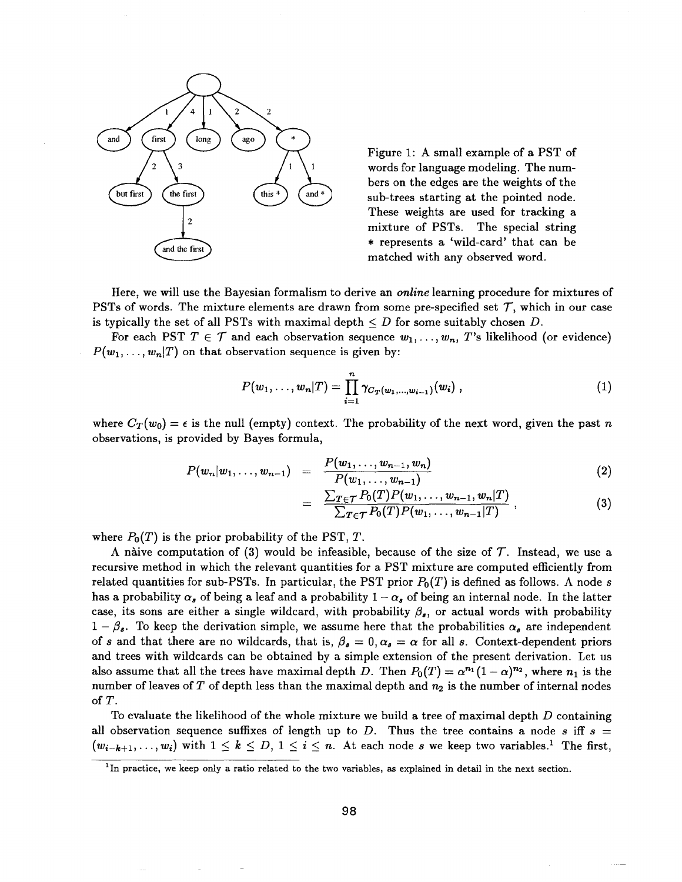Figure 1: A small example of a PST of words for language modeling. The numbers on the edges are the weights of the sub-trees starting at the pointed node. These weights are used for tracking a mixture of PSTs. The special string $*$ represents a 'wild-card' that can be matched with any observed word.

Here, we will use the Bayesian formalism to derive an *online* learning procedure for mixtures of PSTs of words. The mixture elements are drawn from some pre-specified set $\mathcal{T}$, which in our case is typically the set of all PSTs with maximal depth $\leq D$ for some suitably chosen $D$.

For each PST $T \in \mathcal{T}$ and each observation sequence $w_1, \ldots, w_n$, $T$'s likelihood (or evidence) $P(w_1, \ldots, w_n|T)$ on that observation sequence is given by:

$$P(w_1, \ldots, w_n|T) = \prod_{i=1}^{n} \gamma_{C_T(w_1,\ldots,w_{i-1})}(w_i) \ , \tag{1}$$

where $C_T(w_0) = \epsilon$ is the null (empty) context. The probability of the next word, given the past $n$ observations, is provided by Bayes formula,

$$P(w_n|w_1, \ldots, w_{n-1}) = \frac{P(w_1, \ldots, w_{n-1}, w_n)}{P(w_1, \ldots, w_{n-1})} \tag{2}$$

$$= \frac{\sum_{T \in \mathcal{T}} P_0(T) P(w_1, \ldots, w_{n-1}, w_n|T)}{\sum_{T \in \mathcal{T}} P_0(T) P(w_1, \ldots, w_{n-1}|T)} \ , \tag{3}$$

where $P_0(T)$ is the prior probability of the PST, $T$.

A nàive computation of (3) would be infeasible, because of the size of $\mathcal{T}$. Instead, we use a recursive method in which the relevant quantities for a PST mixture are computed efficiently from related quantities for sub-PSTs. In particular, the PST prior $P_0(T)$ is defined as follows. A node $s$ has a probability $\alpha_s$ of being a leaf and a probability $1 - \alpha_s$ of being an internal node. In the latter case, its sons are either a single wildcard, with probability $\beta_s$, or actual words with probability $1 - \beta_s$. To keep the derivation simple, we assume here that the probabilities $\alpha_s$ are independent of $s$ and that there are no wildcards, that is, $\beta_s = 0, \alpha_s = \alpha$ for all $s$. Context-dependent priors and trees with wildcards can be obtained by a simple extension of the present derivation. Let us also assume that all the trees have maximal depth $D$. Then $P_0(T) = \alpha^{n_1}(1 - \alpha)^{n_2}$, where $n_1$ is the number of leaves of $T$ of depth less than the maximal depth and $n_2$ is the number of internal nodes of $T$.

To evaluate the likelihood of the whole mixture we build a tree of maximal depth $D$ containing all observation sequence suffixes of length up to $D$. Thus the tree contains a node $s$ iff $s = (w_{i-k+1}, \ldots, w_i)$ with $1 \leq k \leq D$, $1 \leq i \leq n$. At each node $s$ we keep two variables.[1] The first,

[1] In practice, we keep only a ratio related to the two variables, as explained in detail in the next section.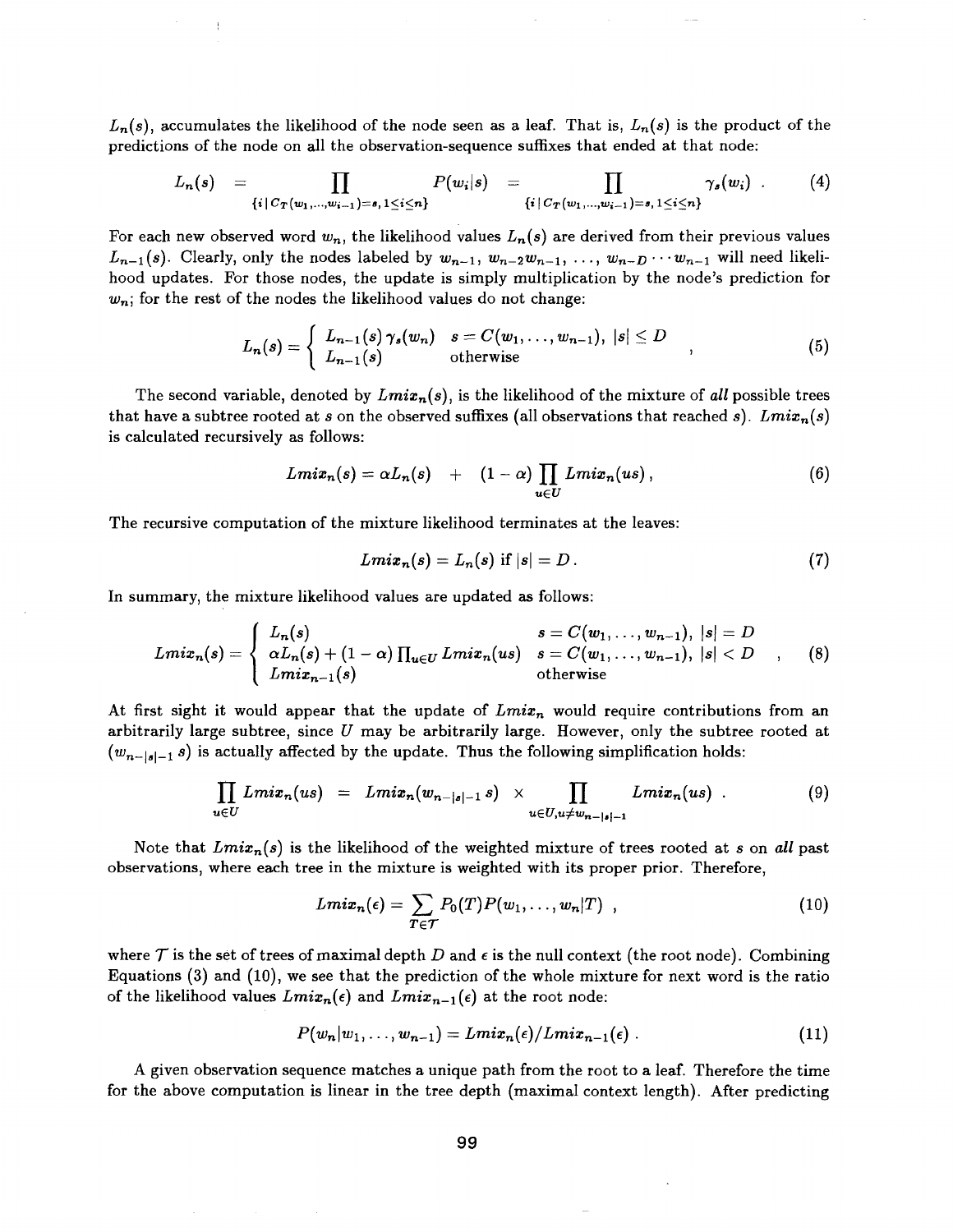$L_n(s)$, accumulates the likelihood of the node seen as a leaf. That is, $L_n(s)$ is the product of the predictions of the node on all the observation-sequence suffixes that ended at that node:

$$L_n(s) = \prod_{\{i \mid C_T(w_1,\ldots,w_{i-1})=s,\, 1\leq i\leq n\}} P(w_i|s) = \prod_{\{i \mid C_T(w_1,\ldots,w_{i-1})=s,\, 1\leq i\leq n\}} \gamma_s(w_i) \ . \tag{4}$$

For each new observed word $w_n$, the likelihood values $L_n(s)$ are derived from their previous values $L_{n-1}(s)$. Clearly, only the nodes labeled by $w_{n-1}$, $w_{n-2}w_{n-1}$, ..., $w_{n-D}\cdots w_{n-1}$ will need likelihood updates. For those nodes, the update is simply multiplication by the node's prediction for $w_n$; for the rest of the nodes the likelihood values do not change:

$$L_n(s) = \begin{cases} L_{n-1}(s)\,\gamma_s(w_n) & s = C(w_1,\ldots,w_{n-1}),\ |s| \leq D \\ L_{n-1}(s) & \text{otherwise} \end{cases} \ , \tag{5}$$

The second variable, denoted by $Lmix_n(s)$, is the likelihood of the mixture of *all* possible trees that have a subtree rooted at $s$ on the observed suffixes (all observations that reached $s$). $Lmix_n(s)$ is calculated recursively as follows:

$$Lmix_n(s) = \alpha L_n(s) \ + \ (1-\alpha)\prod_{u\in U} Lmix_n(us)\,, \tag{6}$$

The recursive computation of the mixture likelihood terminates at the leaves:

$$Lmix_n(s) = L_n(s) \text{ if } |s| = D\,. \tag{7}$$

In summary, the mixture likelihood values are updated as follows:

$$Lmix_n(s) = \begin{cases} L_n(s) & s = C(w_1,\ldots,w_{n-1}),\ |s| = D \\ \alpha L_n(s) + (1-\alpha)\prod_{u\in U} Lmix_n(us) & s = C(w_1,\ldots,w_{n-1}),\ |s| < D \\ Lmix_{n-1}(s) & \text{otherwise} \end{cases} \ , \tag{8}$$

At first sight it would appear that the update of $Lmix_n$ would require contributions from an arbitrarily large subtree, since $U$ may be arbitrarily large. However, only the subtree rooted at $(w_{n-|s|-1}\ s)$ is actually affected by the update. Thus the following simplification holds:

$$\prod_{u\in U} Lmix_n(us) \ = \ Lmix_n(w_{n-|s|-1}\,s) \ \times \prod_{u\in U,\, u\neq w_{n-|s|-1}} Lmix_n(us) \ . \tag{9}$$

Note that $Lmix_n(s)$ is the likelihood of the weighted mixture of trees rooted at $s$ on *all* past observations, where each tree in the mixture is weighted with its proper prior. Therefore,

$$Lmix_n(\epsilon) = \sum_{T\in\mathcal{T}} P_0(T)P(w_1,\ldots,w_n|T) \ , \tag{10}$$

where $\mathcal{T}$ is the set of trees of maximal depth $D$ and $\epsilon$ is the null context (the root node). Combining Equations (3) and (10), we see that the prediction of the whole mixture for next word is the ratio of the likelihood values $Lmix_n(\epsilon)$ and $Lmix_{n-1}(\epsilon)$ at the root node:

$$P(w_n|w_1,\ldots,w_{n-1}) = Lmix_n(\epsilon)/Lmix_{n-1}(\epsilon) \ . \tag{11}$$

A given observation sequence matches a unique path from the root to a leaf. Therefore the time for the above computation is linear in the tree depth (maximal context length). After predicting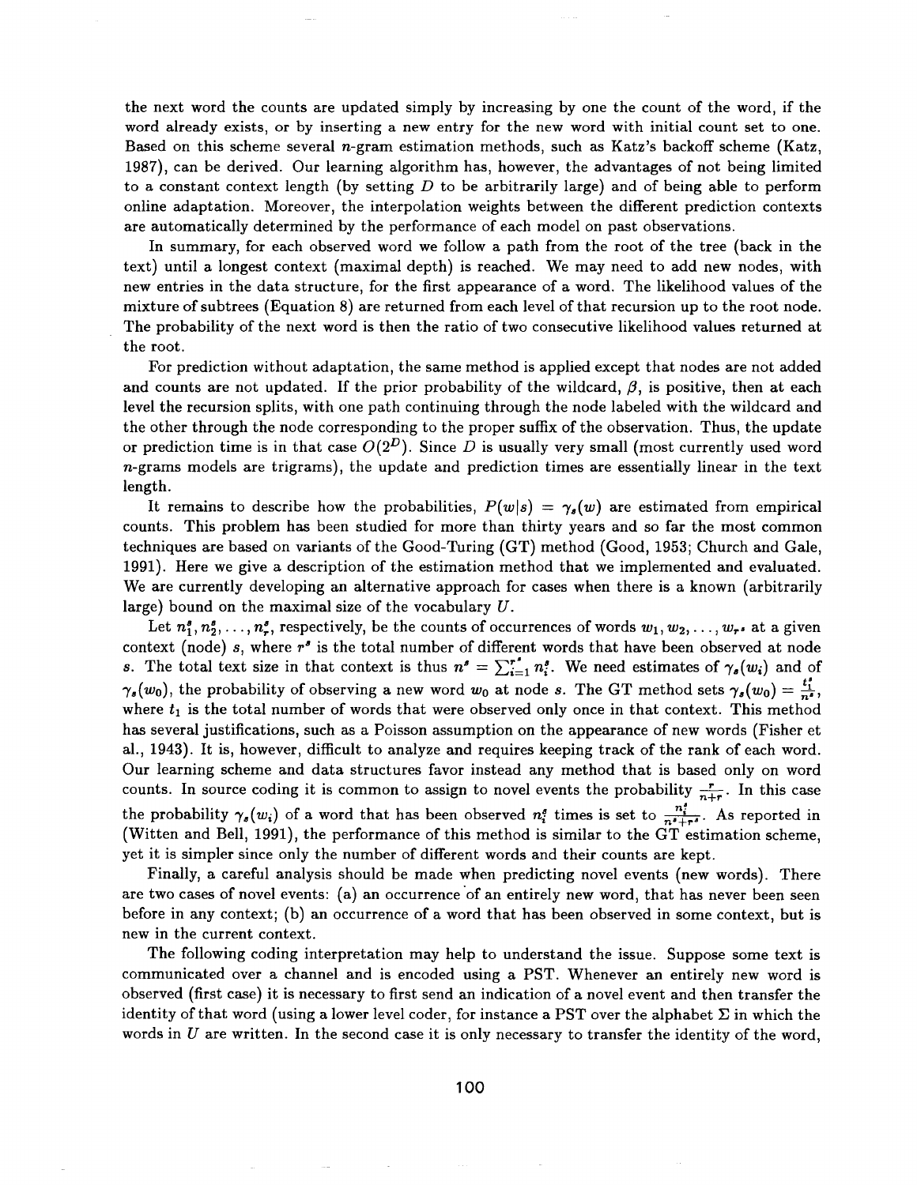the next word the counts are updated simply by increasing by one the count of the word, if the word already exists, or by inserting a new entry for the new word with initial count set to one. Based on this scheme several $n$-gram estimation methods, such as Katz's backoff scheme (Katz, 1987), can be derived. Our learning algorithm has, however, the advantages of not being limited to a constant context length (by setting $D$ to be arbitrarily large) and of being able to perform online adaptation. Moreover, the interpolation weights between the different prediction contexts are automatically determined by the performance of each model on past observations.

In summary, for each observed word we follow a path from the root of the tree (back in the text) until a longest context (maximal depth) is reached. We may need to add new nodes, with new entries in the data structure, for the first appearance of a word. The likelihood values of the mixture of subtrees (Equation 8) are returned from each level of that recursion up to the root node. The probability of the next word is then the ratio of two consecutive likelihood values returned at the root.

For prediction without adaptation, the same method is applied except that nodes are not added and counts are not updated. If the prior probability of the wildcard, $\beta$, is positive, then at each level the recursion splits, with one path continuing through the node labeled with the wildcard and the other through the node corresponding to the proper suffix of the observation. Thus, the update or prediction time is in that case $O(2^D)$. Since $D$ is usually very small (most currently used word $n$-grams models are trigrams), the update and prediction times are essentially linear in the text length.

It remains to describe how the probabilities, $P(w|s) = \gamma_s(w)$ are estimated from empirical counts. This problem has been studied for more than thirty years and so far the most common techniques are based on variants of the Good-Turing (GT) method (Good, 1953; Church and Gale, 1991). Here we give a description of the estimation method that we implemented and evaluated. We are currently developing an alternative approach for cases when there is a known (arbitrarily large) bound on the maximal size of the vocabulary $U$.

Let $n_1^s, n_2^s, \ldots, n_r^s$, respectively, be the counts of occurrences of words $w_1, w_2, \ldots, w_{r^s}$ at a given context (node) $s$, where $r^s$ is the total number of different words that have been observed at node $s$. The total text size in that context is thus $n^s = \sum_{i=1}^{r^s} n_i^s$. We need estimates of $\gamma_s(w_i)$ and of $\gamma_s(w_0)$, the probability of observing a new word $w_0$ at node $s$. The GT method sets $\gamma_s(w_0) = \frac{t_1^s}{n^s}$, where $t_1$ is the total number of words that were observed only once in that context. This method has several justifications, such as a Poisson assumption on the appearance of new words (Fisher et al., 1943). It is, however, difficult to analyze and requires keeping track of the rank of each word. Our learning scheme and data structures favor instead any method that is based only on word counts. In source coding it is common to assign to novel events the probability $\frac{r}{n+r}$. In this case the probability $\gamma_s(w_i)$ of a word that has been observed $n_i^s$ times is set to $\frac{n_i^s}{n^s+r^s}$. As reported in (Witten and Bell, 1991), the performance of this method is similar to the GT estimation scheme, yet it is simpler since only the number of different words and their counts are kept.

Finally, a careful analysis should be made when predicting novel events (new words). There are two cases of novel events: (a) an occurrence of an entirely new word, that has never been seen before in any context; (b) an occurrence of a word that has been observed in some context, but is new in the current context.

The following coding interpretation may help to understand the issue. Suppose some text is communicated over a channel and is encoded using a PST. Whenever an entirely new word is observed (first case) it is necessary to first send an indication of a novel event and then transfer the identity of that word (using a lower level coder, for instance a PST over the alphabet $\Sigma$ in which the words in $U$ are written. In the second case it is only necessary to transfer the identity of the word,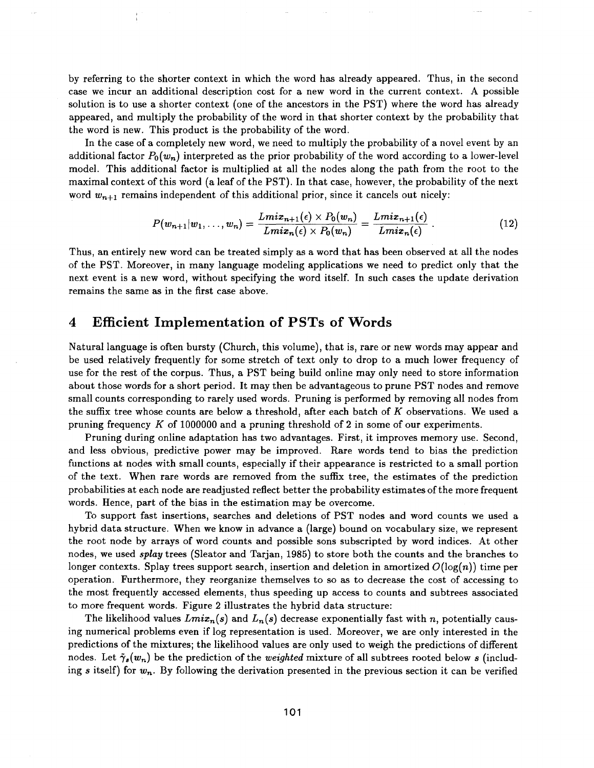by referring to the shorter context in which the word has already appeared. Thus, in the second case we incur an additional description cost for a new word in the current context. A possible solution is to use a shorter context (one of the ancestors in the PST) where the word has already appeared, and multiply the probability of the word in that shorter context by the probability that the word is new. This product is the probability of the word.

In the case of a completely new word, we need to multiply the probability of a novel event by an additional factor $P_0(w_n)$ interpreted as the prior probability of the word according to a lower-level model. This additional factor is multiplied at all the nodes along the path from the root to the maximal context of this word (a leaf of the PST). In that case, however, the probability of the next word $w_{n+1}$ remains independent of this additional prior, since it cancels out nicely:

$$P(w_{n+1}|w_1, \ldots, w_n) = \frac{Lmix_{n+1}(\epsilon) \times P_0(w_n)}{Lmix_n(\epsilon) \times P_0(w_n)} = \frac{Lmix_{n+1}(\epsilon)}{Lmix_n(\epsilon)} . \tag{12}$$

Thus, an entirely new word can be treated simply as a word that has been observed at all the nodes of the PST. Moreover, in many language modeling applications we need to predict only that the next event is a new word, without specifying the word itself. In such cases the update derivation remains the same as in the first case above.

# 4 Efficient Implementation of PSTs of Words

Natural language is often bursty (Church, this volume), that is, rare or new words may appear and be used relatively frequently for some stretch of text only to drop to a much lower frequency of use for the rest of the corpus. Thus, a PST being build online may only need to store information about those words for a short period. It may then be advantageous to prune PST nodes and remove small counts corresponding to rarely used words. Pruning is performed by removing all nodes from the suffix tree whose counts are below a threshold, after each batch of $K$ observations. We used a pruning frequency $K$ of 1000000 and a pruning threshold of 2 in some of our experiments.

Pruning during online adaptation has two advantages. First, it improves memory use. Second, and less obvious, predictive power may be improved. Rare words tend to bias the prediction functions at nodes with small counts, especially if their appearance is restricted to a small portion of the text. When rare words are removed from the suffix tree, the estimates of the prediction probabilities at each node are readjusted reflect better the probability estimates of the more frequent words. Hence, part of the bias in the estimation may be overcome.

To support fast insertions, searches and deletions of PST nodes and word counts we used a hybrid data structure. When we know in advance a (large) bound on vocabulary size, we represent the root node by arrays of word counts and possible sons subscripted by word indices. At other nodes, we used *splay* trees (Sleator and Tarjan, 1985) to store both the counts and the branches to longer contexts. Splay trees support search, insertion and deletion in amortized $O(\log(n))$ time per operation. Furthermore, they reorganize themselves to so as to decrease the cost of accessing to the most frequently accessed elements, thus speeding up access to counts and subtrees associated to more frequent words. Figure 2 illustrates the hybrid data structure:

The likelihood values $Lmix_n(s)$ and $L_n(s)$ decrease exponentially fast with $n$, potentially causing numerical problems even if log representation is used. Moreover, we are only interested in the predictions of the mixtures; the likelihood values are only used to weigh the predictions of different nodes. Let $\tilde{\gamma}_s(w_n)$ be the prediction of the *weighted* mixture of all subtrees rooted below $s$ (including $s$ itself) for $w_n$. By following the derivation presented in the previous section it can be verified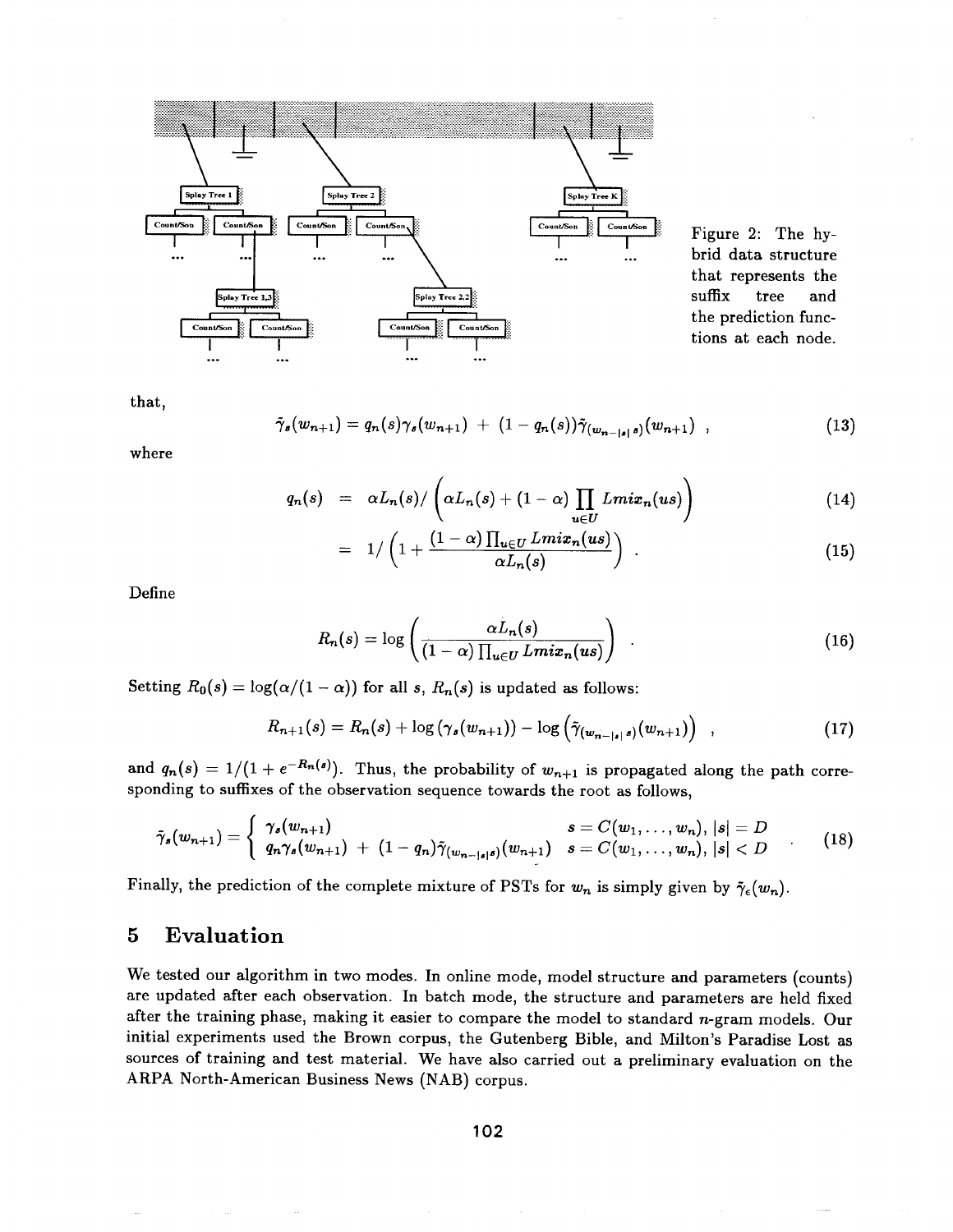Figure 2: The hybrid data structure that represents the suffix tree and the prediction functions at each node.

that,

$$\tilde{\gamma}_s(w_{n+1}) = q_n(s)\gamma_s(w_{n+1}) \ + \ (1 - q_n(s))\tilde{\gamma}_{(w_{n-|s|}\,s)}(w_{n+1}) \ , \tag{13}$$

where

$$q_n(s) \ = \ \alpha L_n(s) / \left( \alpha L_n(s) + (1 - \alpha) \prod_{u \in U} Lmix_n(us) \right) \tag{14}$$

$$= \ 1 / \left( 1 + \frac{(1 - \alpha) \prod_{u \in U} Lmix_n(us)}{\alpha L_n(s)} \right) \ . \tag{15}$$

Define

$$R_n(s) = \log \left( \frac{\alpha L_n(s)}{(1 - \alpha) \prod_{u \in U} Lmix_n(us)} \right) \ . \tag{16}$$

Setting $R_0(s) = \log(\alpha/(1 - \alpha))$ for all $s$, $R_n(s)$ is updated as follows:

$$R_{n+1}(s) = R_n(s) + \log\left(\gamma_s(w_{n+1})\right) - \log\left(\tilde{\gamma}_{(w_{n-|s|}\,s)}(w_{n+1})\right) \ , \tag{17}$$

and $q_n(s) = 1/(1 + e^{-R_n(s)})$. Thus, the probability of $w_{n+1}$ is propagated along the path corresponding to suffixes of the observation sequence towards the root as follows,

$$\tilde{\gamma}_s(w_{n+1}) = \begin{cases} \gamma_s(w_{n+1}) & s = C(w_1, \ldots, w_n),\ |s| = D \\ q_n \gamma_s(w_{n+1}) \ + \ (1 - q_n)\tilde{\gamma}_{(w_{n-|s|}s)}(w_{n+1}) & s = C(w_1, \ldots, w_n),\ |s| < D \end{cases} \ . \tag{18}$$

Finally, the prediction of the complete mixture of PSTs for $w_n$ is simply given by $\tilde{\gamma}_\epsilon(w_n)$.

## 5 Evaluation

We tested our algorithm in two modes. In online mode, model structure and parameters (counts) are updated after each observation. In batch mode, the structure and parameters are held fixed after the training phase, making it easier to compare the model to standard $n$-gram models. Our initial experiments used the Brown corpus, the Gutenberg Bible, and Milton's Paradise Lost as sources of training and test material. We have also carried out a preliminary evaluation on the ARPA North-American Business News (NAB) corpus.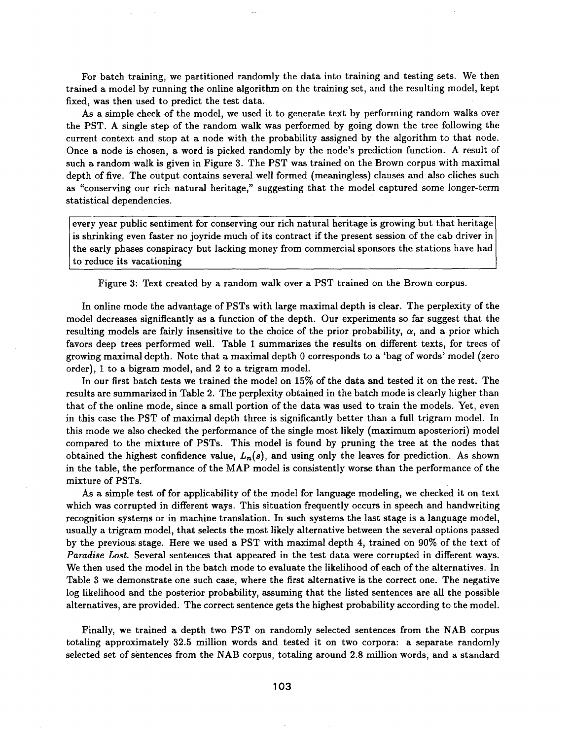For batch training, we partitioned randomly the data into training and testing sets. We then trained a model by running the online algorithm on the training set, and the resulting model, kept fixed, was then used to predict the test data.

As a simple check of the model, we used it to generate text by performing random walks over the PST. A single step of the random walk was performed by going down the tree following the current context and stop at a node with the probability assigned by the algorithm to that node. Once a node is chosen, a word is picked randomly by the node's prediction function. A result of such a random walk is given in Figure 3. The PST was trained on the Brown corpus with maximal depth of five. The output contains several well formed (meaningless) clauses and also cliches such as "conserving our rich natural heritage," suggesting that the model captured some longer-term statistical dependencies.

> every year public sentiment for conserving our rich natural heritage is growing but that heritage is shrinking even faster no joyride much of its contract if the present session of the cab driver in the early phases conspiracy but lacking money from commercial sponsors the stations have had to reduce its vacationing

Figure 3: Text created by a random walk over a PST trained on the Brown corpus.

In online mode the advantage of PSTs with large maximal depth is clear. The perplexity of the model decreases significantly as a function of the depth. Our experiments so far suggest that the resulting models are fairly insensitive to the choice of the prior probability, $\alpha$, and a prior which favors deep trees performed well. Table 1 summarizes the results on different texts, for trees of growing maximal depth. Note that a maximal depth 0 corresponds to a 'bag of words' model (zero order), 1 to a bigram model, and 2 to a trigram model.

In our first batch tests we trained the model on 15% of the data and tested it on the rest. The results are summarized in Table 2. The perplexity obtained in the batch mode is clearly higher than that of the online mode, since a small portion of the data was used to train the models. Yet, even in this case the PST of maximal depth three is significantly better than a full trigram model. In this mode we also checked the performance of the single most likely (maximum aposteriori) model compared to the mixture of PSTs. This model is found by pruning the tree at the nodes that obtained the highest confidence value, $L_n(s)$, and using only the leaves for prediction. As shown in the table, the performance of the MAP model is consistently worse than the performance of the mixture of PSTs.

As a simple test of for applicability of the model for language modeling, we checked it on text which was corrupted in different ways. This situation frequently occurs in speech and handwriting recognition systems or in machine translation. In such systems the last stage is a language model, usually a trigram model, that selects the most likely alternative between the several options passed by the previous stage. Here we used a PST with maximal depth 4, trained on 90% of the text of *Paradise Lost*. Several sentences that appeared in the test data were corrupted in different ways. We then used the model in the batch mode to evaluate the likelihood of each of the alternatives. In Table 3 we demonstrate one such case, where the first alternative is the correct one. The negative log likelihood and the posterior probability, assuming that the listed sentences are all the possible alternatives, are provided. The correct sentence gets the highest probability according to the model.

Finally, we trained a depth two PST on randomly selected sentences from the NAB corpus totaling approximately 32.5 million words and tested it on two corpora: a separate randomly selected set of sentences from the NAB corpus, totaling around 2.8 million words, and a standard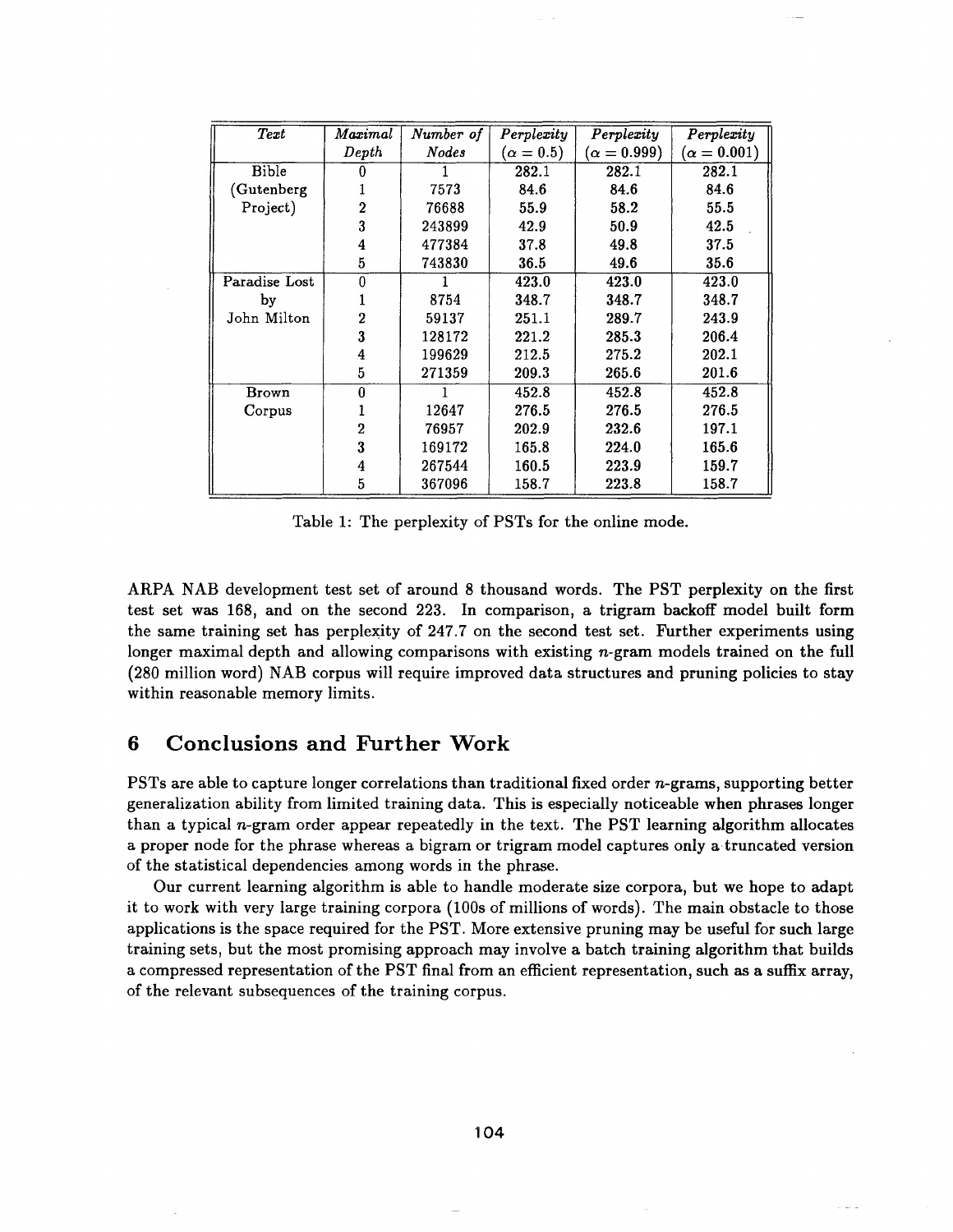| *Text* | *Maximal Depth* | *Number of Nodes* | *Perplexity* ($\alpha = 0.5$) | *Perplexity* ($\alpha = 0.999$) | *Perplexity* ($\alpha = 0.001$) |
|---|---|---|---|---|---|
| Bible (Gutenberg Project) | 0 | 1 | 282.1 | 282.1 | 282.1 |
| | 1 | 7573 | 84.6 | 84.6 | 84.6 |
| | 2 | 76688 | 55.9 | 58.2 | 55.5 |
| | 3 | 243899 | 42.9 | 50.9 | 42.5 |
| | 4 | 477384 | 37.8 | 49.8 | 37.5 |
| | 5 | 743830 | 36.5 | 49.6 | 35.6 |
| Paradise Lost by John Milton | 0 | 1 | 423.0 | 423.0 | 423.0 |
| | 1 | 8754 | 348.7 | 348.7 | 348.7 |
| | 2 | 59137 | 251.1 | 289.7 | 243.9 |
| | 3 | 128172 | 221.2 | 285.3 | 206.4 |
| | 4 | 199629 | 212.5 | 275.2 | 202.1 |
| | 5 | 271359 | 209.3 | 265.6 | 201.6 |
| Brown Corpus | 0 | 1 | 452.8 | 452.8 | 452.8 |
| | 1 | 12647 | 276.5 | 276.5 | 276.5 |
| | 2 | 76957 | 202.9 | 232.6 | 197.1 |
| | 3 | 169172 | 165.8 | 224.0 | 165.6 |
| | 4 | 267544 | 160.5 | 223.9 | 159.7 |
| | 5 | 367096 | 158.7 | 223.8 | 158.7 |

Table 1: The perplexity of PSTs for the online mode.

ARPA NAB development test set of around 8 thousand words. The PST perplexity on the first test set was 168, and on the second 223. In comparison, a trigram backoff model built form the same training set has perplexity of 247.7 on the second test set. Further experiments using longer maximal depth and allowing comparisons with existing $n$-gram models trained on the full (280 million word) NAB corpus will require improved data structures and pruning policies to stay within reasonable memory limits.

## 6 Conclusions and Further Work

PSTs are able to capture longer correlations than traditional fixed order $n$-grams, supporting better generalization ability from limited training data. This is especially noticeable when phrases longer than a typical $n$-gram order appear repeatedly in the text. The PST learning algorithm allocates a proper node for the phrase whereas a bigram or trigram model captures only a truncated version of the statistical dependencies among words in the phrase.

Our current learning algorithm is able to handle moderate size corpora, but we hope to adapt it to work with very large training corpora (100s of millions of words). The main obstacle to those applications is the space required for the PST. More extensive pruning may be useful for such large training sets, but the most promising approach may involve a batch training algorithm that builds a compressed representation of the PST final from an efficient representation, such as a suffix array, of the relevant subsequences of the training corpus.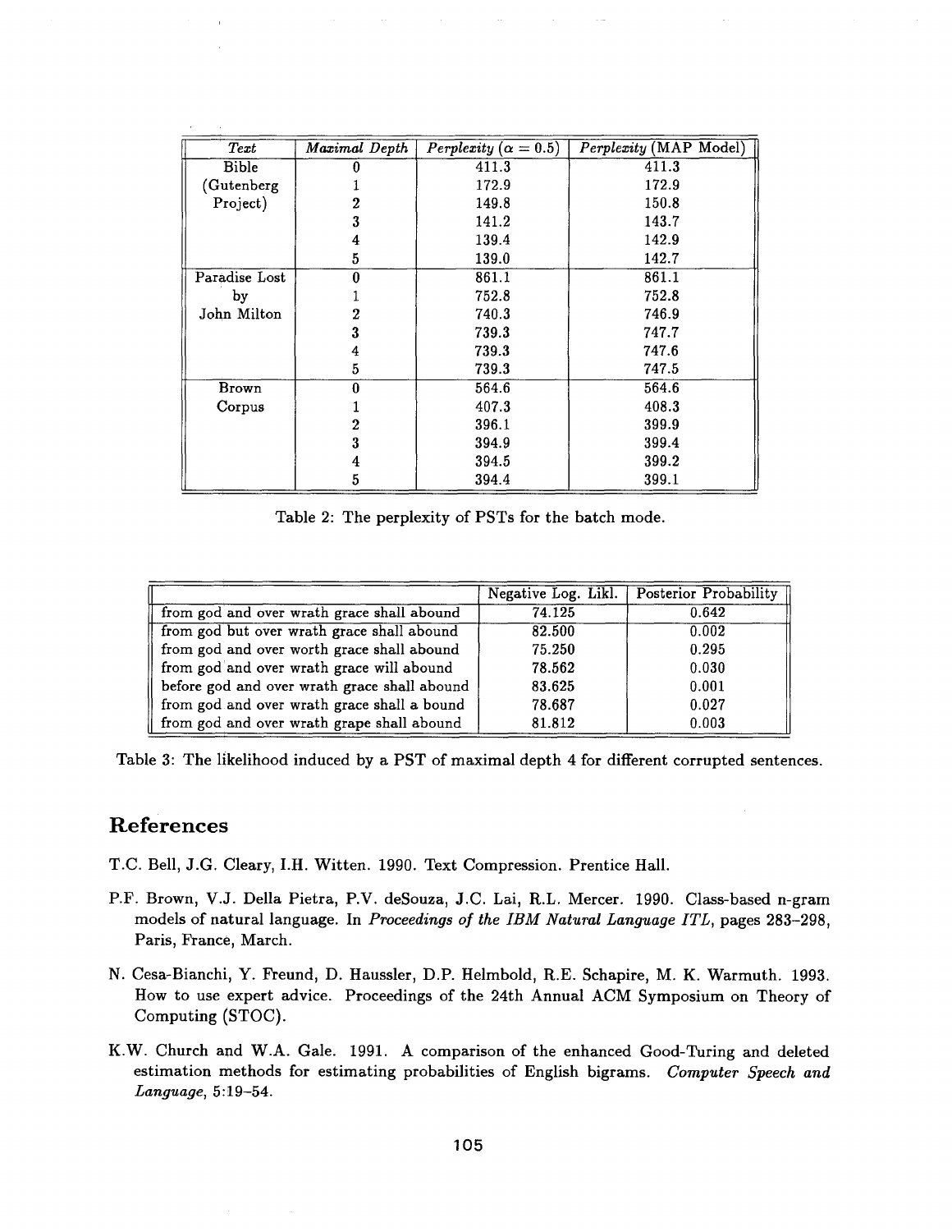| *Text* | *Maximal Depth* | *Perplexity* ($\alpha = 0.5$) | *Perplexity* (MAP Model) |
|---|---|---|---|
| Bible (Gutenberg Project) | 0 | 411.3 | 411.3 |
| | 1 | 172.9 | 172.9 |
| | 2 | 149.8 | 150.8 |
| | 3 | 141.2 | 143.7 |
| | 4 | 139.4 | 142.9 |
| | 5 | 139.0 | 142.7 |
| Paradise Lost by John Milton | 0 | 861.1 | 861.1 |
| | 1 | 752.8 | 752.8 |
| | 2 | 740.3 | 746.9 |
| | 3 | 739.3 | 747.7 |
| | 4 | 739.3 | 747.6 |
| | 5 | 739.3 | 747.5 |
| Brown Corpus | 0 | 564.6 | 564.6 |
| | 1 | 407.3 | 408.3 |
| | 2 | 396.1 | 399.9 |
| | 3 | 394.9 | 399.4 |
| | 4 | 394.5 | 399.2 |
| | 5 | 394.4 | 399.1 |

Table 2: The perplexity of PSTs for the batch mode.

| | Negative Log. Likl. | Posterior Probability |
|---|---|---|
| from god and over wrath grace shall abound | 74.125 | 0.642 |
| from god but over wrath grace shall abound | 82.500 | 0.002 |
| from god and over worth grace shall abound | 75.250 | 0.295 |
| from god and over wrath grace will abound | 78.562 | 0.030 |
| before god and over wrath grace shall abound | 83.625 | 0.001 |
| from god and over wrath grace shall a bound | 78.687 | 0.027 |
| from god and over wrath grape shall abound | 81.812 | 0.003 |

Table 3: The likelihood induced by a PST of maximal depth 4 for different corrupted sentences.

## References

T.C. Bell, J.G. Cleary, I.H. Witten. 1990. Text Compression. Prentice Hall.

P.F. Brown, V.J. Della Pietra, P.V. deSouza, J.C. Lai, R.L. Mercer. 1990. Class-based n-gram models of natural language. In *Proceedings of the IBM Natural Language ITL*, pages 283–298, Paris, France, March.

N. Cesa-Bianchi, Y. Freund, D. Haussler, D.P. Helmbold, R.E. Schapire, M. K. Warmuth. 1993. How to use expert advice. Proceedings of the 24th Annual ACM Symposium on Theory of Computing (STOC).

K.W. Church and W.A. Gale. 1991. A comparison of the enhanced Good-Turing and deleted estimation methods for estimating probabilities of English bigrams. *Computer Speech and Language*, 5:19–54.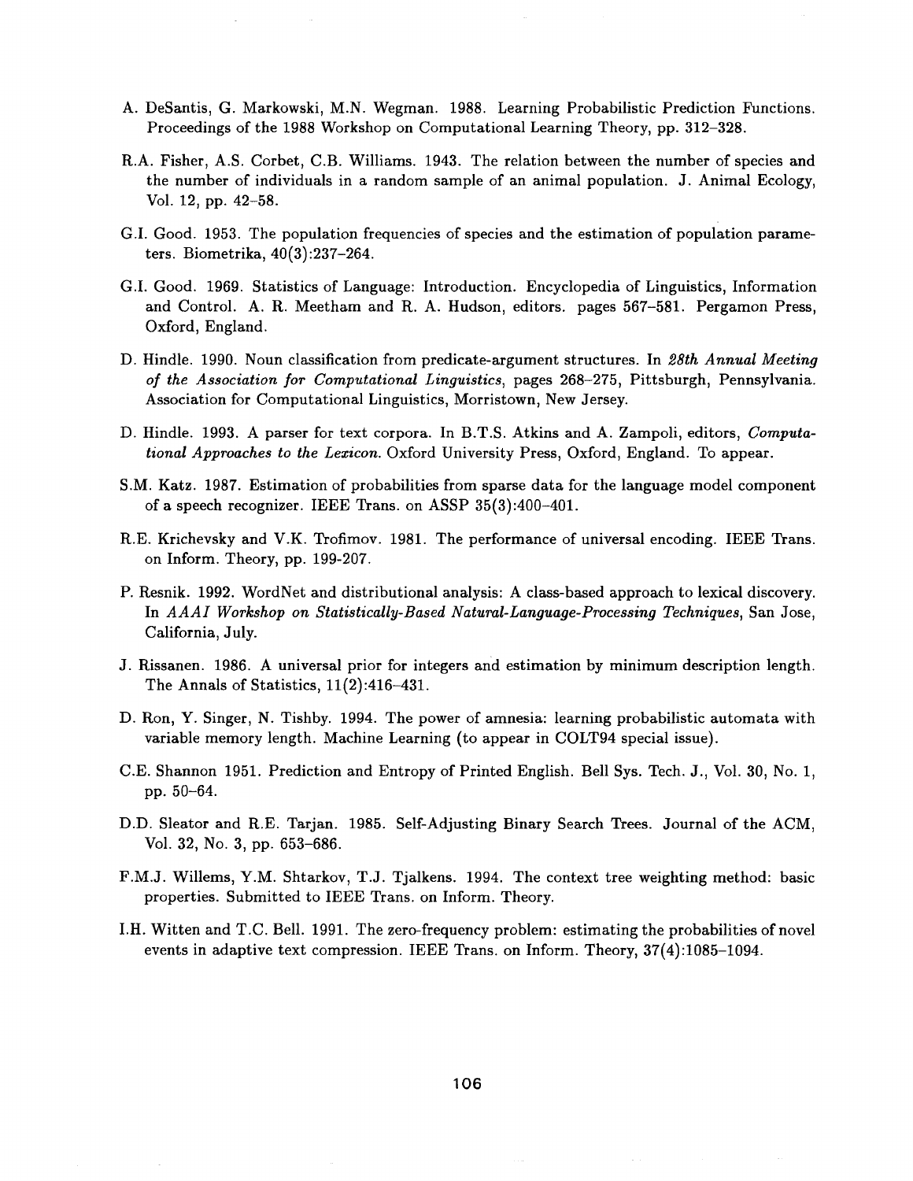A. DeSantis, G. Markowski, M.N. Wegman. 1988. Learning Probabilistic Prediction Functions. Proceedings of the 1988 Workshop on Computational Learning Theory, pp. 312–328.

R.A. Fisher, A.S. Corbet, C.B. Williams. 1943. The relation between the number of species and the number of individuals in a random sample of an animal population. J. Animal Ecology, Vol. 12, pp. 42–58.

G.I. Good. 1953. The population frequencies of species and the estimation of population parameters. Biometrika, 40(3):237–264.

G.I. Good. 1969. Statistics of Language: Introduction. Encyclopedia of Linguistics, Information and Control. A. R. Meetham and R. A. Hudson, editors. pages 567–581. Pergamon Press, Oxford, England.

D. Hindle. 1990. Noun classification from predicate-argument structures. In *28th Annual Meeting of the Association for Computational Linguistics*, pages 268–275, Pittsburgh, Pennsylvania. Association for Computational Linguistics, Morristown, New Jersey.

D. Hindle. 1993. A parser for text corpora. In B.T.S. Atkins and A. Zampoli, editors, *Computational Approaches to the Lexicon*. Oxford University Press, Oxford, England. To appear.

S.M. Katz. 1987. Estimation of probabilities from sparse data for the language model component of a speech recognizer. IEEE Trans. on ASSP 35(3):400–401.

R.E. Krichevsky and V.K. Trofimov. 1981. The performance of universal encoding. IEEE Trans. on Inform. Theory, pp. 199-207.

P. Resnik. 1992. WordNet and distributional analysis: A class-based approach to lexical discovery. In *AAAI Workshop on Statistically-Based Natural-Language-Processing Techniques*, San Jose, California, July.

J. Rissanen. 1986. A universal prior for integers and estimation by minimum description length. The Annals of Statistics, 11(2):416–431.

D. Ron, Y. Singer, N. Tishby. 1994. The power of amnesia: learning probabilistic automata with variable memory length. Machine Learning (to appear in COLT94 special issue).

C.E. Shannon 1951. Prediction and Entropy of Printed English. Bell Sys. Tech. J., Vol. 30, No. 1, pp. 50–64.

D.D. Sleator and R.E. Tarjan. 1985. Self-Adjusting Binary Search Trees. Journal of the ACM, Vol. 32, No. 3, pp. 653–686.

F.M.J. Willems, Y.M. Shtarkov, T.J. Tjalkens. 1994. The context tree weighting method: basic properties. Submitted to IEEE Trans. on Inform. Theory.

I.H. Witten and T.C. Bell. 1991. The zero-frequency problem: estimating the probabilities of novel events in adaptive text compression. IEEE Trans. on Inform. Theory, 37(4):1085–1094.